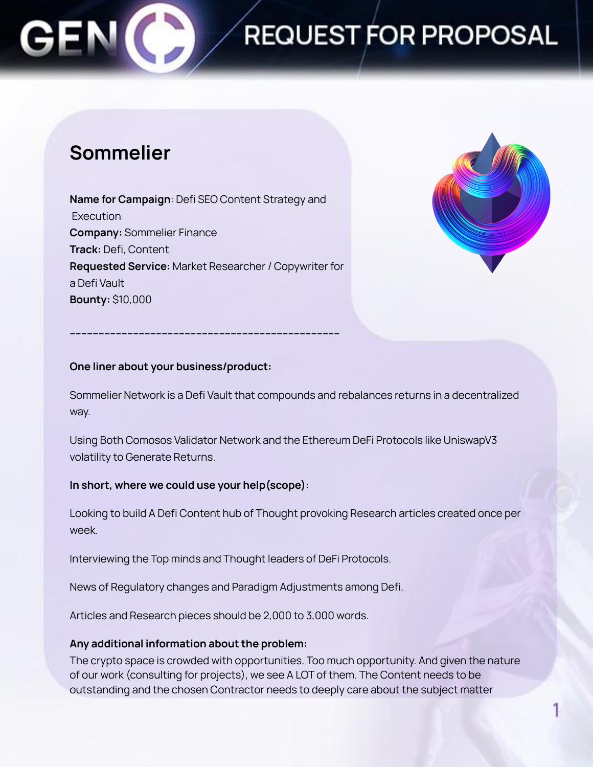# REQUEST FOR PROPOSAL

## Sommelier

**Name for Campaign**: Defi SEO Content Strategy and Execution
**Company:** Sommelier Finance
**Track:** Defi, Content
**Requested Service:** Market Researcher / Copywriter for a Defi Vault
**Bounty:** $10,000

-----------------------------------------------

**One liner about your business/product:**

Sommelier Network is a Defi Vault that compounds and rebalances returns in a decentralized way.

Using Both Comosos Validator Network and the Ethereum DeFi Protocols like UniswapV3 volatility to Generate Returns.

**In short, where we could use your help(scope):**

Looking to build A Defi Content hub of Thought provoking Research articles created once per week.

Interviewing the Top minds and Thought leaders of DeFi Protocols.

News of Regulatory changes and Paradigm Adjustments among Defi.

Articles and Research pieces should be 2,000 to 3,000 words.

**Any additional information about the problem:**

The crypto space is crowded with opportunities. Too much opportunity. And given the nature of our work (consulting for projects), we see A LOT of them. The Content needs to be outstanding and the chosen Contractor needs to deeply care about the subject matter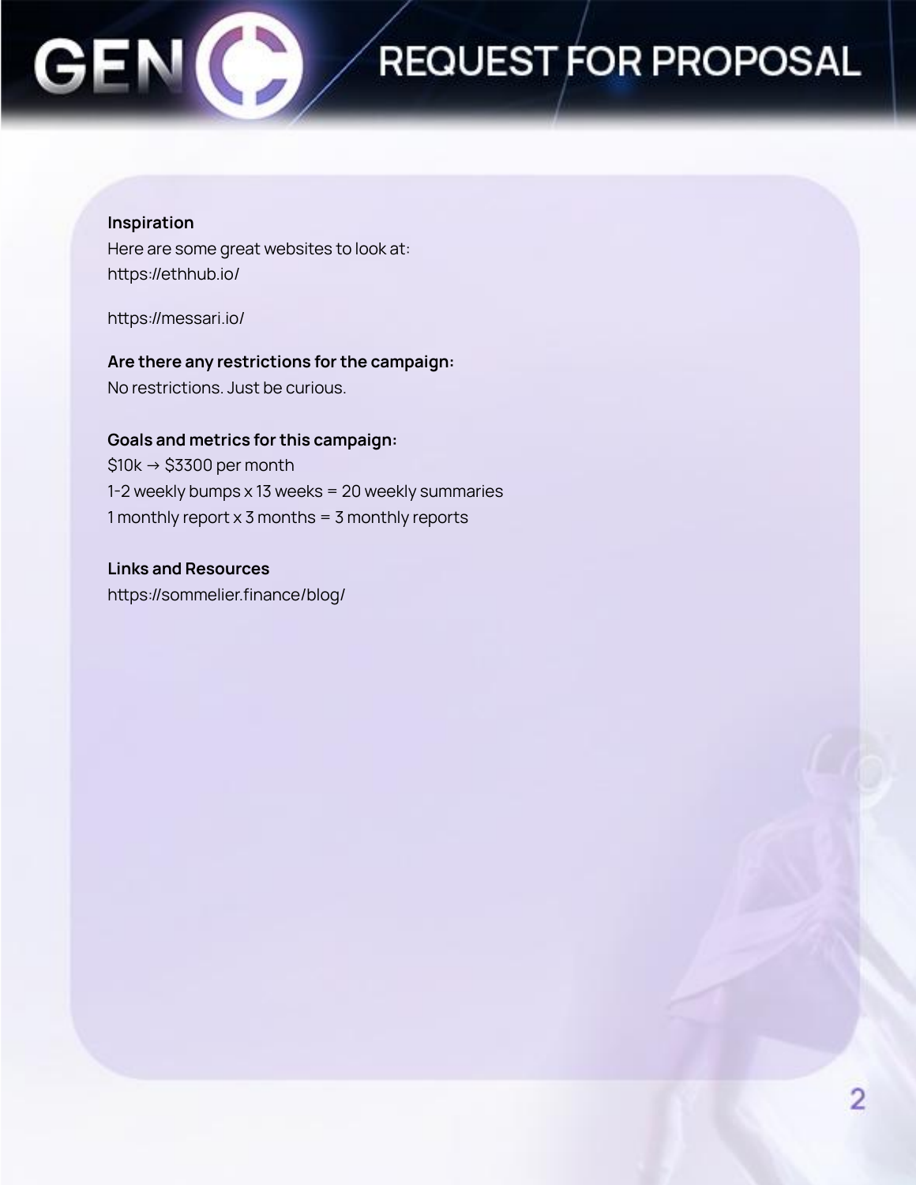**Inspiration**

Here are some great websites to look at:
https://ethhub.io/

https://messari.io/

**Are there any restrictions for the campaign:**

No restrictions. Just be curious.

**Goals and metrics for this campaign:**

$10k → $3300 per month
1-2 weekly bumps x 13 weeks = 20 weekly summaries
1 monthly report x 3 months = 3 monthly reports

**Links and Resources**

https://sommelier.finance/blog/